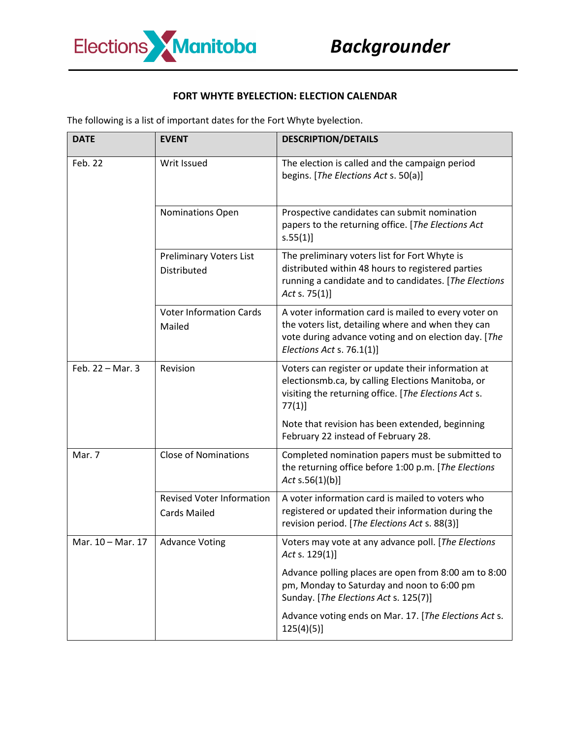Elections Manitoba

*Backgrounder*

## FORT WHYTE BYELECTION: ELECTION CALENDAR

The following is a list of important dates for the Fort Whyte byelection.

| DATE | EVENT | DESCRIPTION/DETAILS |
|---|---|---|
| Feb. 22 | Writ Issued | The election is called and the campaign period begins. [*The Elections Act* s. 50(a)] |
| | Nominations Open | Prospective candidates can submit nomination papers to the returning office. [*The Elections Act* s.55(1)] |
| | Preliminary Voters List Distributed | The preliminary voters list for Fort Whyte is distributed within 48 hours to registered parties running a candidate and to candidates. [*The Elections Act* s. 75(1)] |
| | Voter Information Cards Mailed | A voter information card is mailed to every voter on the voters list, detailing where and when they can vote during advance voting and on election day. [*The Elections Act* s. 76.1(1)] |
| Feb. 22 – Mar. 3 | Revision | Voters can register or update their information at electionsmb.ca, by calling Elections Manitoba, or visiting the returning office. [*The Elections Act* s. 77(1)]<br><br>Note that revision has been extended, beginning February 22 instead of February 28. |
| Mar. 7 | Close of Nominations | Completed nomination papers must be submitted to the returning office before 1:00 p.m. [*The Elections Act* s.56(1)(b)] |
| | Revised Voter Information Cards Mailed | A voter information card is mailed to voters who registered or updated their information during the revision period. [*The Elections Act* s. 88(3)] |
| Mar. 10 – Mar. 17 | Advance Voting | Voters may vote at any advance poll. [*The Elections Act* s. 129(1)]<br><br>Advance polling places are open from 8:00 am to 8:00 pm, Monday to Saturday and noon to 6:00 pm Sunday. [*The Elections Act* s. 125(7)]<br><br>Advance voting ends on Mar. 17. [*The Elections Act* s. 125(4)(5)] |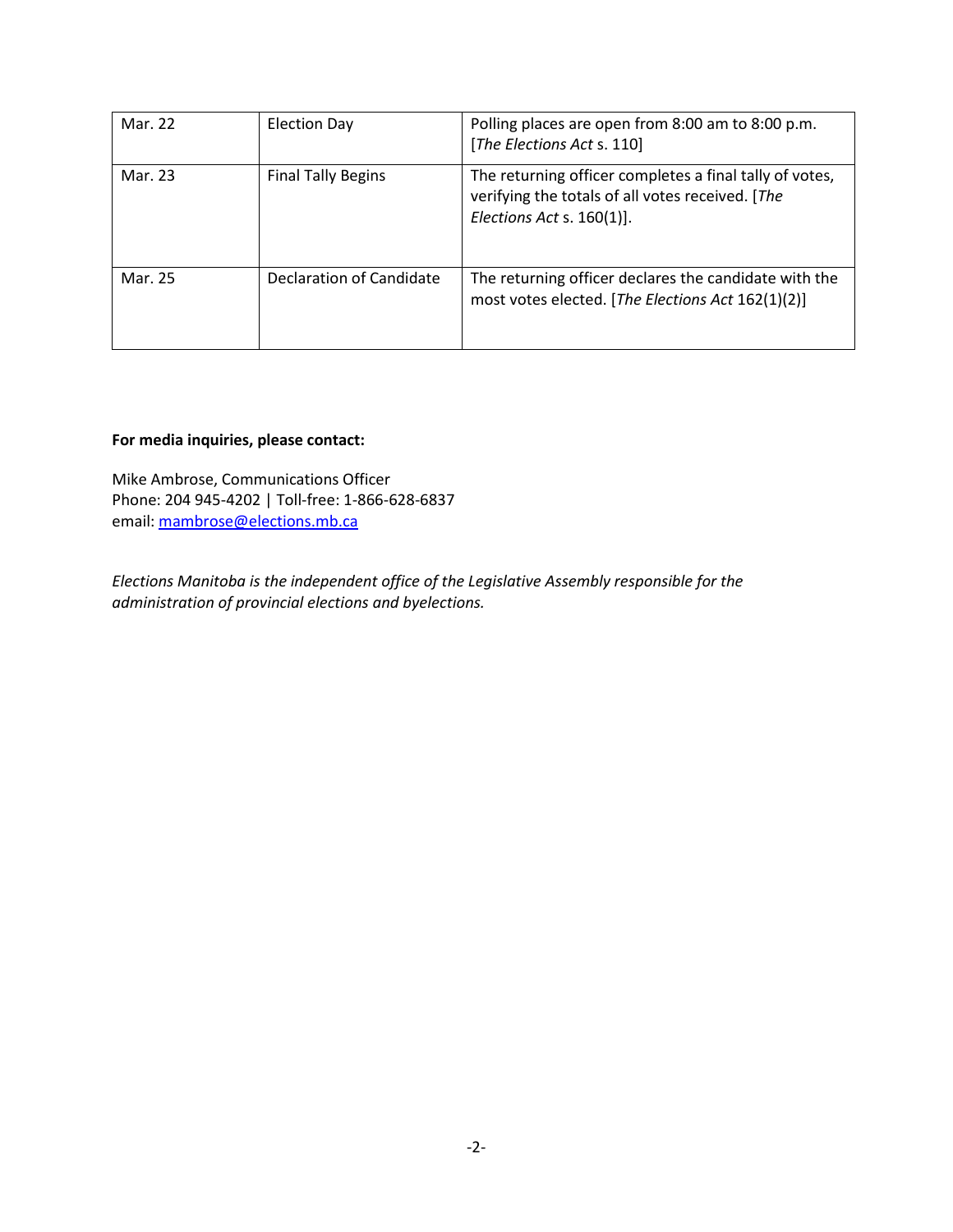| | | |
|---|---|---|
| Mar. 22 | Election Day | Polling places are open from 8:00 am to 8:00 p.m. [*The Elections Act* s. 110] |
| Mar. 23 | Final Tally Begins | The returning officer completes a final tally of votes, verifying the totals of all votes received. [*The Elections Act* s. 160(1)]. |
| Mar. 25 | Declaration of Candidate | The returning officer declares the candidate with the most votes elected. [*The Elections Act* 162(1)(2)] |

**For media inquiries, please contact:**

Mike Ambrose, Communications Officer
Phone: 204 945-4202 | Toll-free: 1-866-628-6837
email: mambrose@elections.mb.ca

*Elections Manitoba is the independent office of the Legislative Assembly responsible for the administration of provincial elections and byelections.*